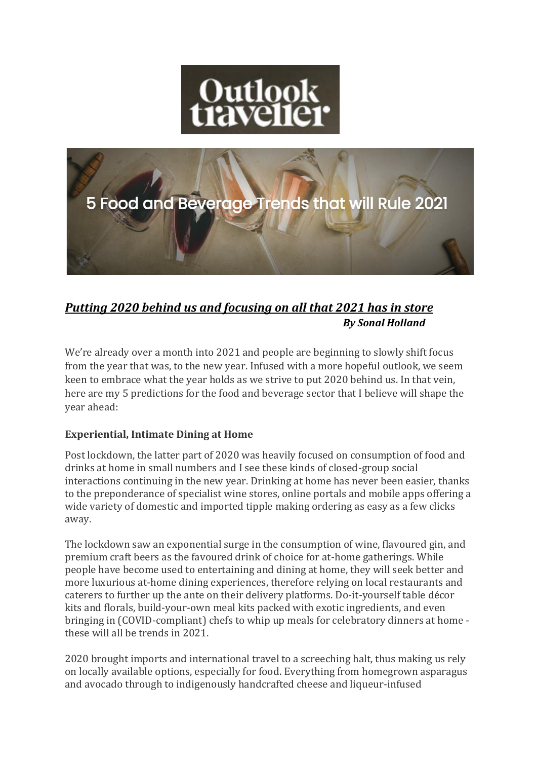Outlook traveller

5 Food and Beverage Trends that will Rule 2021

## ***Putting 2020 behind us and focusing on all that 2021 has in store***

***By Sonal Holland***

We're already over a month into 2021 and people are beginning to slowly shift focus from the year that was, to the new year. Infused with a more hopeful outlook, we seem keen to embrace what the year holds as we strive to put 2020 behind us. In that vein, here are my 5 predictions for the food and beverage sector that I believe will shape the year ahead:

### **Experiential, Intimate Dining at Home**

Post lockdown, the latter part of 2020 was heavily focused on consumption of food and drinks at home in small numbers and I see these kinds of closed-group social interactions continuing in the new year. Drinking at home has never been easier, thanks to the preponderance of specialist wine stores, online portals and mobile apps offering a wide variety of domestic and imported tipple making ordering as easy as a few clicks away.

The lockdown saw an exponential surge in the consumption of wine, flavoured gin, and premium craft beers as the favoured drink of choice for at-home gatherings. While people have become used to entertaining and dining at home, they will seek better and more luxurious at-home dining experiences, therefore relying on local restaurants and caterers to further up the ante on their delivery platforms. Do-it-yourself table décor kits and florals, build-your-own meal kits packed with exotic ingredients, and even bringing in (COVID-compliant) chefs to whip up meals for celebratory dinners at home - these will all be trends in 2021.

2020 brought imports and international travel to a screeching halt, thus making us rely on locally available options, especially for food. Everything from homegrown asparagus and avocado through to indigenously handcrafted cheese and liqueur-infused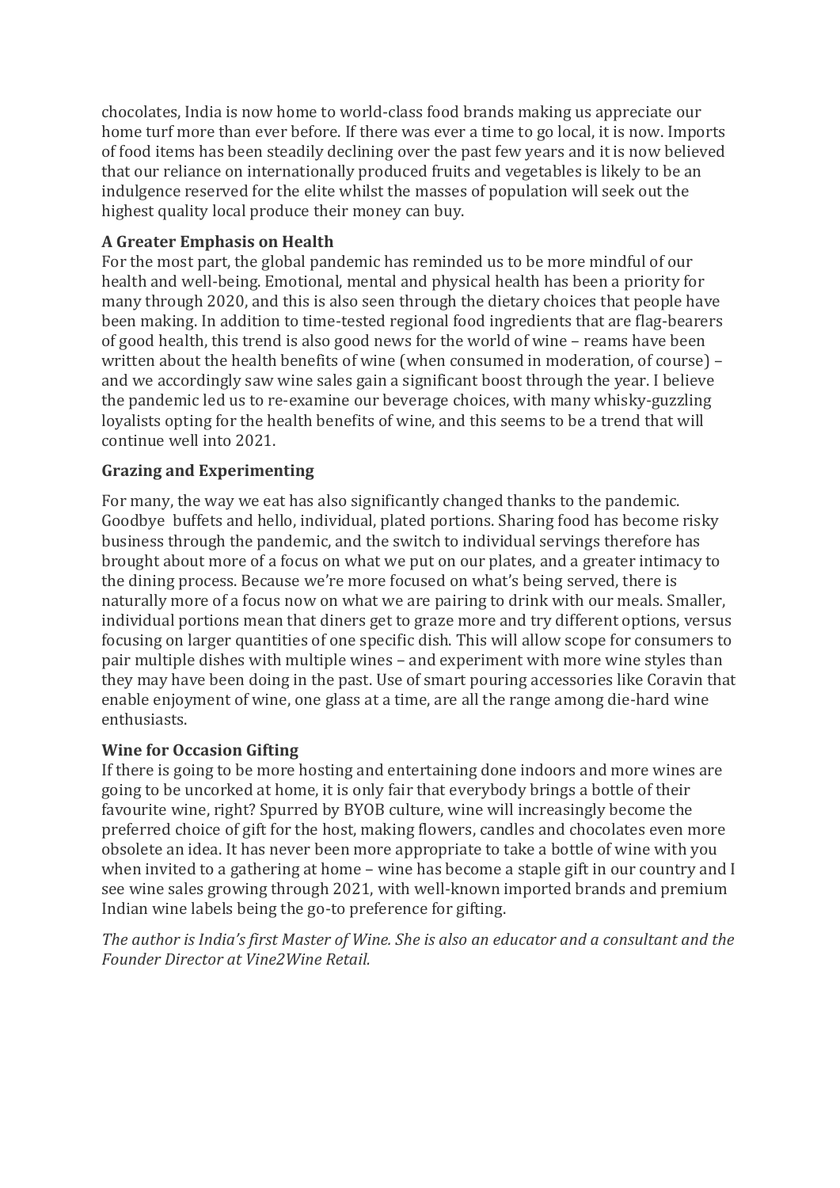chocolates, India is now home to world-class food brands making us appreciate our home turf more than ever before. If there was ever a time to go local, it is now. Imports of food items has been steadily declining over the past few years and it is now believed that our reliance on internationally produced fruits and vegetables is likely to be an indulgence reserved for the elite whilst the masses of population will seek out the highest quality local produce their money can buy.

**A Greater Emphasis on Health**

For the most part, the global pandemic has reminded us to be more mindful of our health and well-being. Emotional, mental and physical health has been a priority for many through 2020, and this is also seen through the dietary choices that people have been making. In addition to time-tested regional food ingredients that are flag-bearers of good health, this trend is also good news for the world of wine – reams have been written about the health benefits of wine (when consumed in moderation, of course) – and we accordingly saw wine sales gain a significant boost through the year. I believe the pandemic led us to re-examine our beverage choices, with many whisky-guzzling loyalists opting for the health benefits of wine, and this seems to be a trend that will continue well into 2021.

**Grazing and Experimenting**

For many, the way we eat has also significantly changed thanks to the pandemic. Goodbye buffets and hello, individual, plated portions. Sharing food has become risky business through the pandemic, and the switch to individual servings therefore has brought about more of a focus on what we put on our plates, and a greater intimacy to the dining process. Because we're more focused on what's being served, there is naturally more of a focus now on what we are pairing to drink with our meals. Smaller, individual portions mean that diners get to graze more and try different options, versus focusing on larger quantities of one specific dish. This will allow scope for consumers to pair multiple dishes with multiple wines – and experiment with more wine styles than they may have been doing in the past. Use of smart pouring accessories like Coravin that enable enjoyment of wine, one glass at a time, are all the range among die-hard wine enthusiasts.

**Wine for Occasion Gifting**

If there is going to be more hosting and entertaining done indoors and more wines are going to be uncorked at home, it is only fair that everybody brings a bottle of their favourite wine, right? Spurred by BYOB culture, wine will increasingly become the preferred choice of gift for the host, making flowers, candles and chocolates even more obsolete an idea. It has never been more appropriate to take a bottle of wine with you when invited to a gathering at home – wine has become a staple gift in our country and I see wine sales growing through 2021, with well-known imported brands and premium Indian wine labels being the go-to preference for gifting.

*The author is India's first Master of Wine. She is also an educator and a consultant and the Founder Director at Vine2Wine Retail.*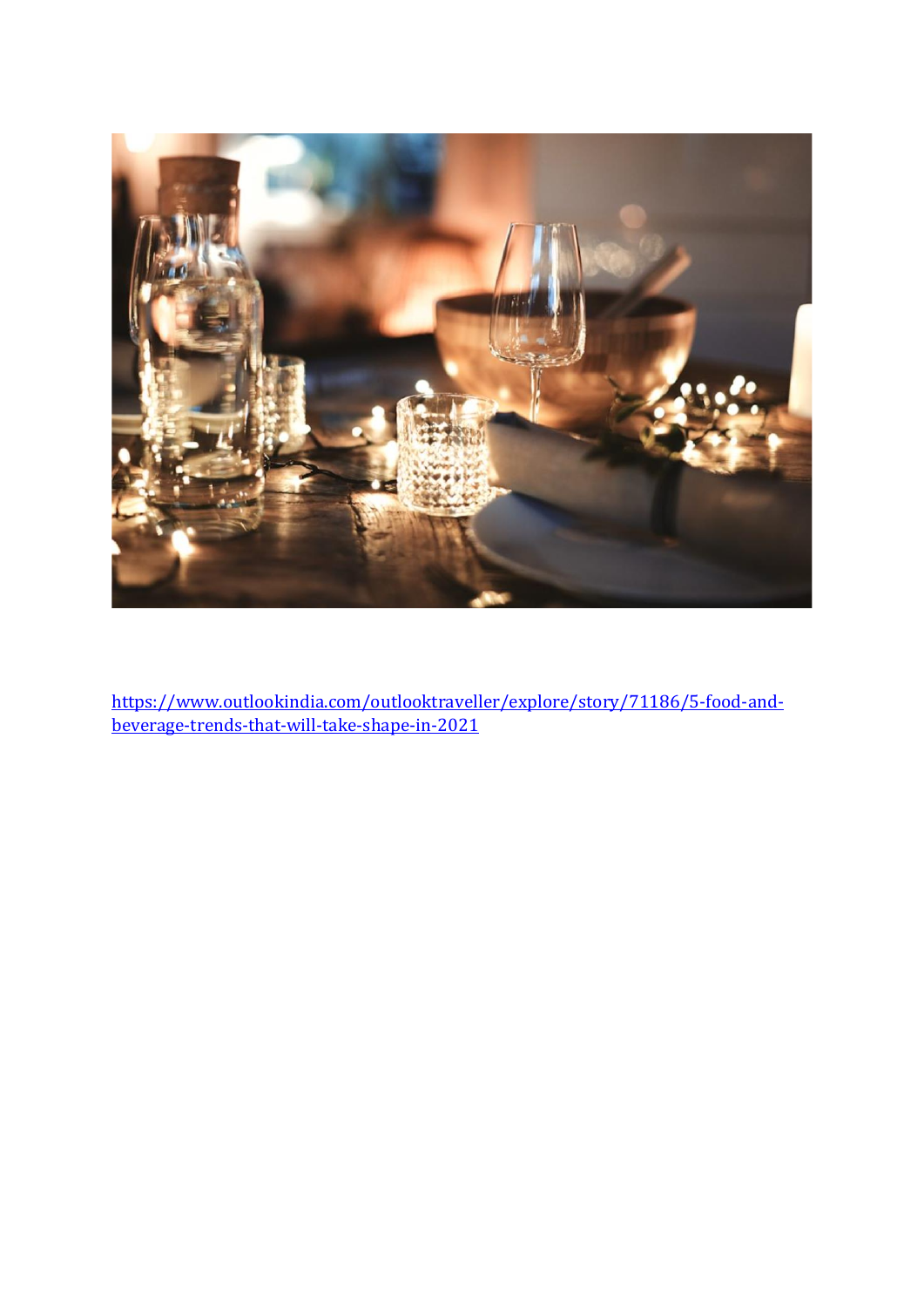https://www.outlookindia.com/outlooktraveller/explore/story/71186/5-food-and-beverage-trends-that-will-take-shape-in-2021